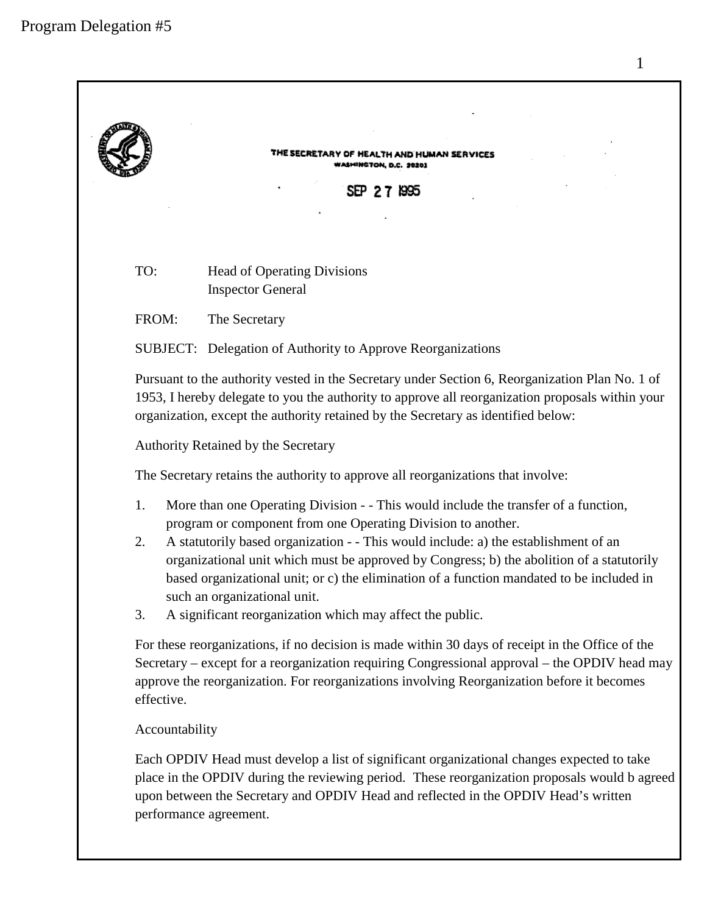Program Delegation #5

THE SECRETARY OF HEALTH AND HUMAN SERVICES
WASHINGTON, D.C. 20201

SEP 27 1995

TO: Head of Operating Divisions
Inspector General

FROM: The Secretary

SUBJECT: Delegation of Authority to Approve Reorganizations

Pursuant to the authority vested in the Secretary under Section 6, Reorganization Plan No. 1 of 1953, I hereby delegate to you the authority to approve all reorganization proposals within your organization, except the authority retained by the Secretary as identified below:

Authority Retained by the Secretary

The Secretary retains the authority to approve all reorganizations that involve:

1. More than one Operating Division - - This would include the transfer of a function, program or component from one Operating Division to another.
2. A statutorily based organization - - This would include: a) the establishment of an organizational unit which must be approved by Congress; b) the abolition of a statutorily based organizational unit; or c) the elimination of a function mandated to be included in such an organizational unit.
3. A significant reorganization which may affect the public.

For these reorganizations, if no decision is made within 30 days of receipt in the Office of the Secretary – except for a reorganization requiring Congressional approval – the OPDIV head may approve the reorganization. For reorganizations involving Reorganization before it becomes effective.

Accountability

Each OPDIV Head must develop a list of significant organizational changes expected to take place in the OPDIV during the reviewing period. These reorganization proposals would b agreed upon between the Secretary and OPDIV Head and reflected in the OPDIV Head's written performance agreement.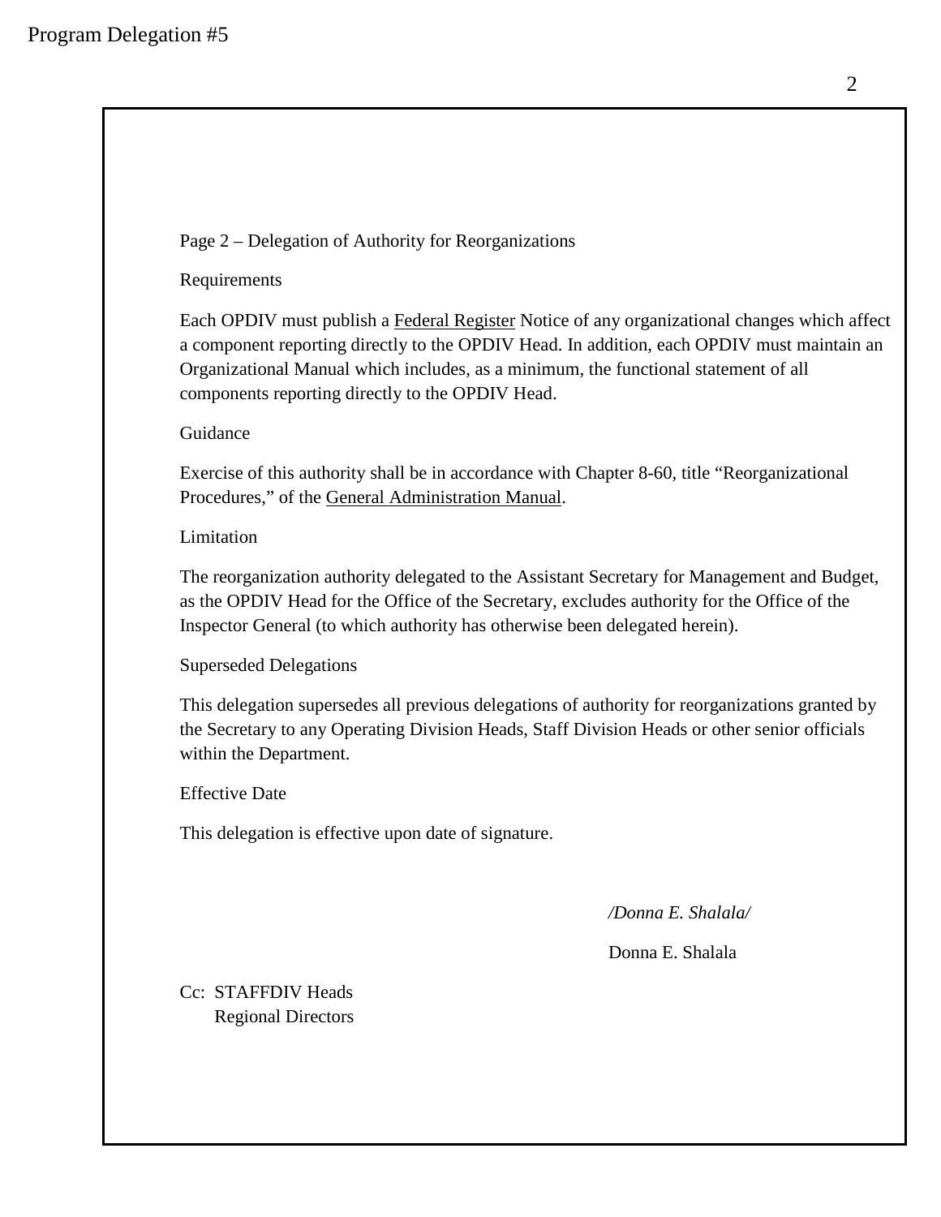Page 2 – Delegation of Authority for Reorganizations

## Requirements

Each OPDIV must publish a Federal Register Notice of any organizational changes which affect a component reporting directly to the OPDIV Head. In addition, each OPDIV must maintain an Organizational Manual which includes, as a minimum, the functional statement of all components reporting directly to the OPDIV Head.

## Guidance

Exercise of this authority shall be in accordance with Chapter 8-60, title "Reorganizational Procedures," of the General Administration Manual.

## Limitation

The reorganization authority delegated to the Assistant Secretary for Management and Budget, as the OPDIV Head for the Office of the Secretary, excludes authority for the Office of the Inspector General (to which authority has otherwise been delegated herein).

## Superseded Delegations

This delegation supersedes all previous delegations of authority for reorganizations granted by the Secretary to any Operating Division Heads, Staff Division Heads or other senior officials within the Department.

## Effective Date

This delegation is effective upon date of signature.

*/Donna E. Shalala/*

Donna E. Shalala

Cc: STAFFDIV Heads
Regional Directors